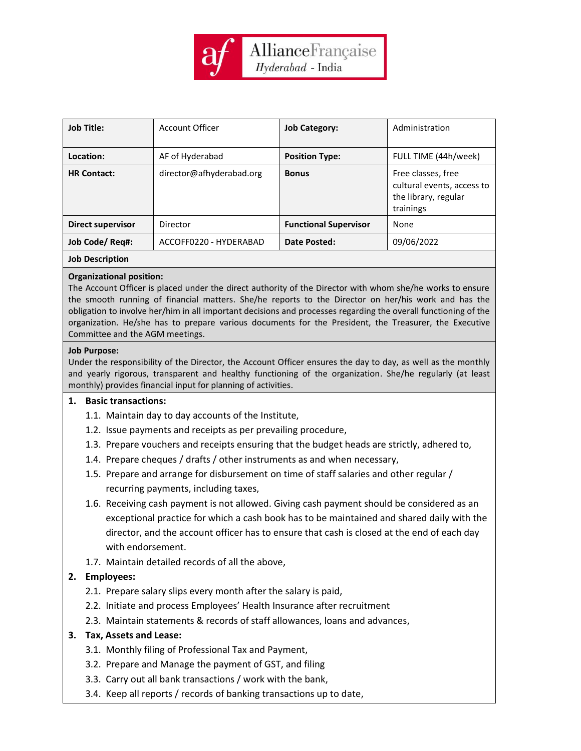Alliance Française Hyderabad - India

| Job Title: | Account Officer | Job Category: | Administration |
|---|---|---|---|
| Location: | AF of Hyderabad | Position Type: | FULL TIME (44h/week) |
| HR Contact: | director@afhyderabad.org | Bonus | Free classes, free cultural events, access to the library, regular trainings |
| Direct supervisor | Director | Functional Supervisor | None |
| Job Code/ Req#: | ACCOFF0220 - HYDERABAD | Date Posted: | 09/06/2022 |

**Job Description**

**Organizational position:**
The Account Officer is placed under the direct authority of the Director with whom she/he works to ensure the smooth running of financial matters. She/he reports to the Director on her/his work and has the obligation to involve her/him in all important decisions and processes regarding the overall functioning of the organization. He/she has to prepare various documents for the President, the Treasurer, the Executive Committee and the AGM meetings.

**Job Purpose:**
Under the responsibility of the Director, the Account Officer ensures the day to day, as well as the monthly and yearly rigorous, transparent and healthy functioning of the organization. She/he regularly (at least monthly) provides financial input for planning of activities.

1. **Basic transactions:**
   - 1.1. Maintain day to day accounts of the Institute,
   - 1.2. Issue payments and receipts as per prevailing procedure,
   - 1.3. Prepare vouchers and receipts ensuring that the budget heads are strictly, adhered to,
   - 1.4. Prepare cheques / drafts / other instruments as and when necessary,
   - 1.5. Prepare and arrange for disbursement on time of staff salaries and other regular / recurring payments, including taxes,
   - 1.6. Receiving cash payment is not allowed. Giving cash payment should be considered as an exceptional practice for which a cash book has to be maintained and shared daily with the director, and the account officer has to ensure that cash is closed at the end of each day with endorsement.
   - 1.7. Maintain detailed records of all the above,
2. **Employees:**
   - 2.1. Prepare salary slips every month after the salary is paid,
   - 2.2. Initiate and process Employees' Health Insurance after recruitment
   - 2.3. Maintain statements & records of staff allowances, loans and advances,
3. **Tax, Assets and Lease:**
   - 3.1. Monthly filing of Professional Tax and Payment,
   - 3.2. Prepare and Manage the payment of GST, and filing
   - 3.3. Carry out all bank transactions / work with the bank,
   - 3.4. Keep all reports / records of banking transactions up to date,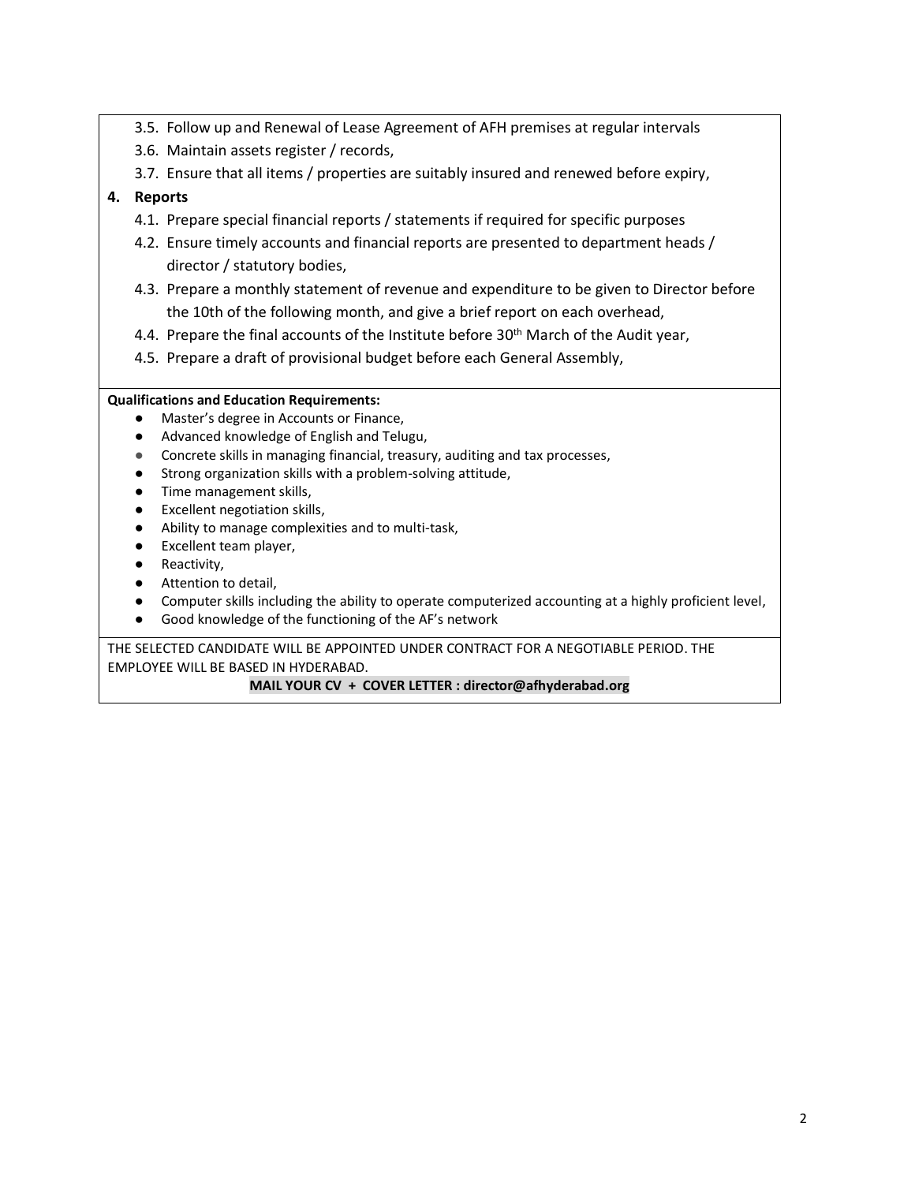3.5. Follow up and Renewal of Lease Agreement of AFH premises at regular intervals
3.6. Maintain assets register / records,
3.7. Ensure that all items / properties are suitably insured and renewed before expiry,

**4. Reports**

4.1. Prepare special financial reports / statements if required for specific purposes
4.2. Ensure timely accounts and financial reports are presented to department heads / director / statutory bodies,
4.3. Prepare a monthly statement of revenue and expenditure to be given to Director before the 10th of the following month, and give a brief report on each overhead,
4.4. Prepare the final accounts of the Institute before 30th March of the Audit year,
4.5. Prepare a draft of provisional budget before each General Assembly,

**Qualifications and Education Requirements:**

- Master's degree in Accounts or Finance,
- Advanced knowledge of English and Telugu,
- Concrete skills in managing financial, treasury, auditing and tax processes,
- Strong organization skills with a problem-solving attitude,
- Time management skills,
- Excellent negotiation skills,
- Ability to manage complexities and to multi-task,
- Excellent team player,
- Reactivity,
- Attention to detail,
- Computer skills including the ability to operate computerized accounting at a highly proficient level,
- Good knowledge of the functioning of the AF's network

THE SELECTED CANDIDATE WILL BE APPOINTED UNDER CONTRACT FOR A NEGOTIABLE PERIOD. THE EMPLOYEE WILL BE BASED IN HYDERABAD.

**MAIL YOUR CV + COVER LETTER : director@afhyderabad.org**